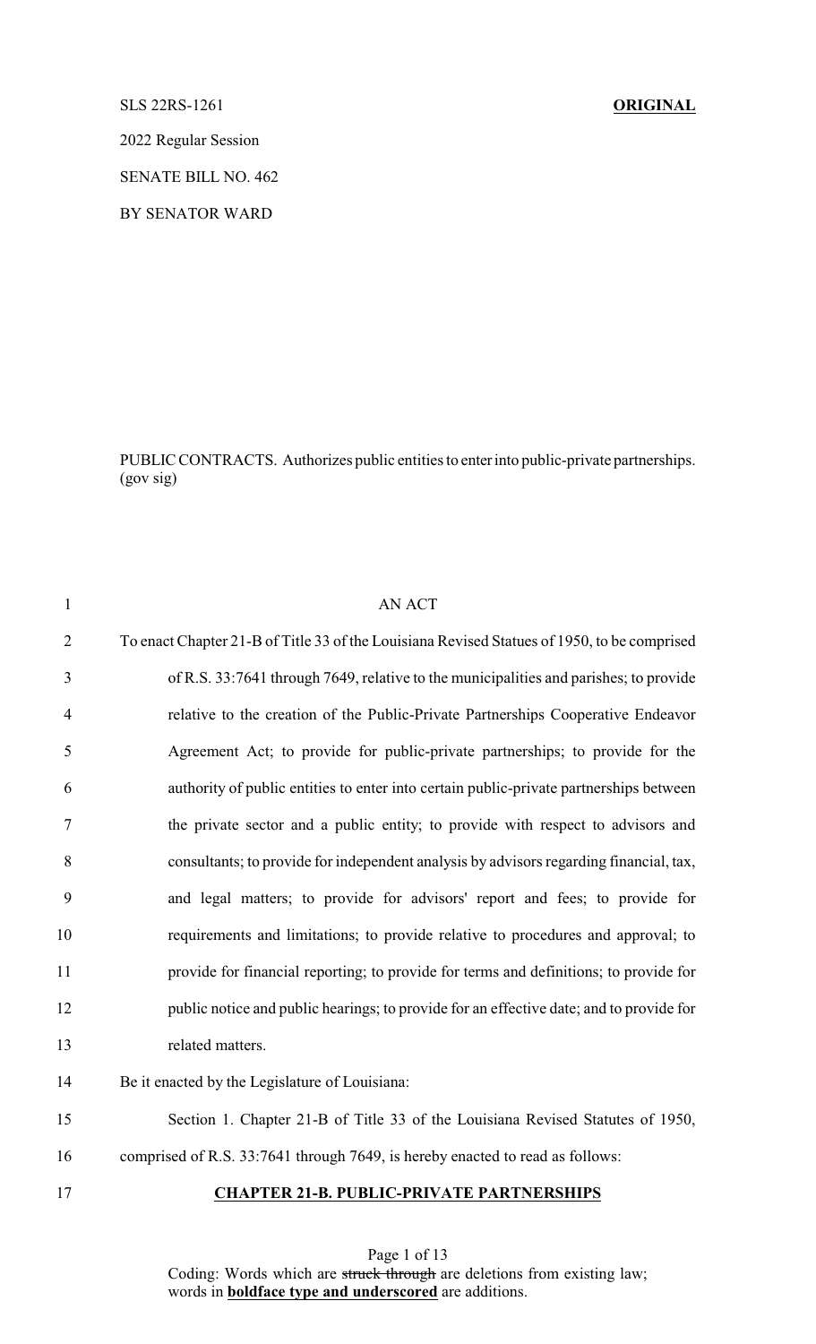SLS 22RS-1261 **ORIGINAL**

2022 Regular Session

SENATE BILL NO. 462

BY SENATOR WARD

PUBLIC CONTRACTS. Authorizes public entities to enter into public-private partnerships. (gov sig)

AN ACT

To enact Chapter 21-B of Title 33 of the Louisiana Revised Statues of 1950, to be comprised of R.S. 33:7641 through 7649, relative to the municipalities and parishes; to provide relative to the creation of the Public-Private Partnerships Cooperative Endeavor Agreement Act; to provide for public-private partnerships; to provide for the authority of public entities to enter into certain public-private partnerships between the private sector and a public entity; to provide with respect to advisors and consultants; to provide for independent analysis by advisors regarding financial, tax, and legal matters; to provide for advisors' report and fees; to provide for requirements and limitations; to provide relative to procedures and approval; to provide for financial reporting; to provide for terms and definitions; to provide for public notice and public hearings; to provide for an effective date; and to provide for related matters.

Be it enacted by the Legislature of Louisiana:

Section 1. Chapter 21-B of Title 33 of the Louisiana Revised Statutes of 1950, comprised of R.S. 33:7641 through 7649, is hereby enacted to read as follows:

**CHAPTER 21-B. PUBLIC-PRIVATE PARTNERSHIPS**

Coding: Words which are ~~struck through~~ are deletions from existing law; words in **boldface type and underscored** are additions.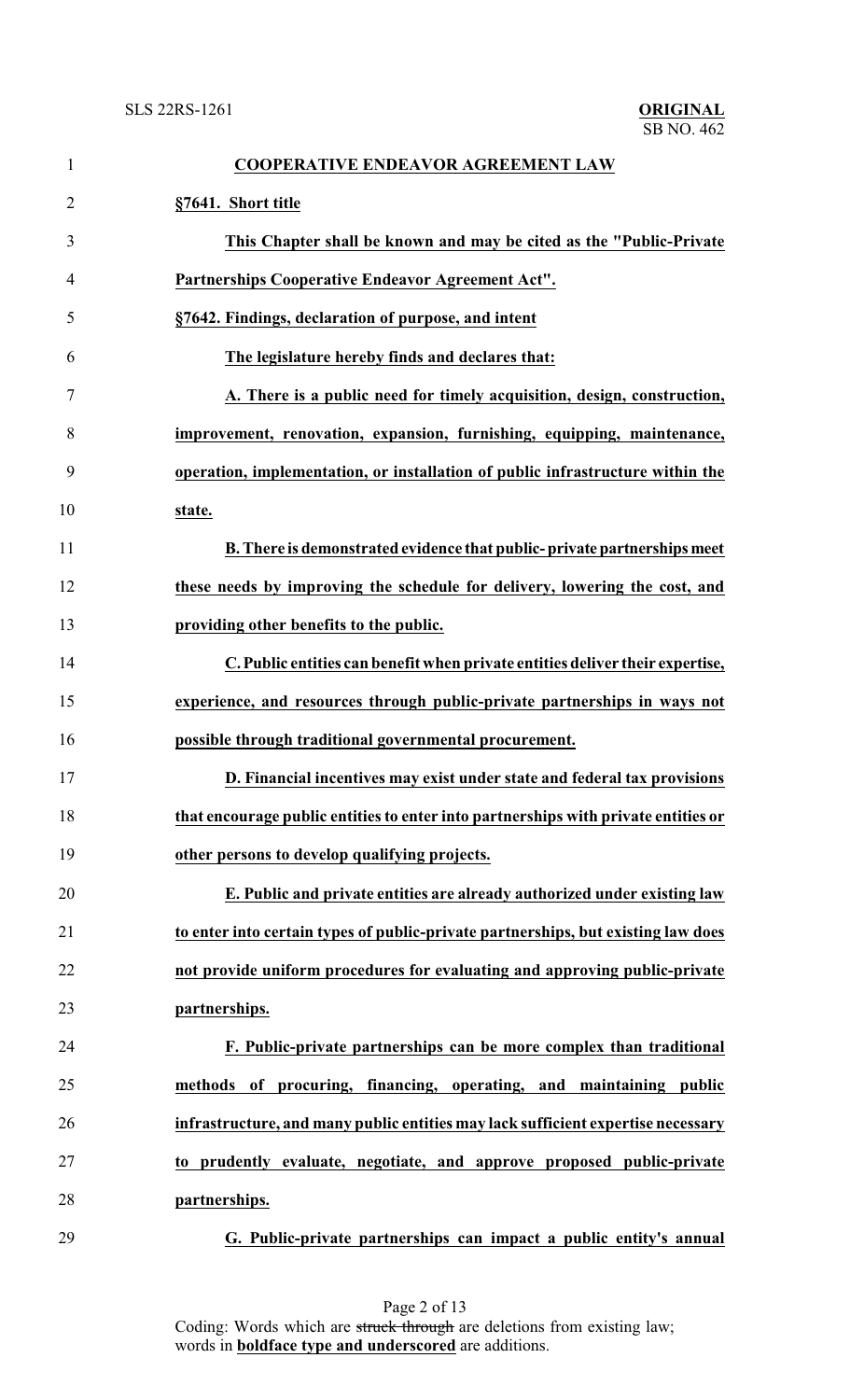**COOPERATIVE ENDEAVOR AGREEMENT LAW**

**§7641. Short title**

**This Chapter shall be known and may be cited as the "Public-Private Partnerships Cooperative Endeavor Agreement Act".**

**§7642. Findings, declaration of purpose, and intent**

**The legislature hereby finds and declares that:**

**A. There is a public need for timely acquisition, design, construction, improvement, renovation, expansion, furnishing, equipping, maintenance, operation, implementation, or installation of public infrastructure within the state.**

**B. There is demonstrated evidence that public- private partnerships meet these needs by improving the schedule for delivery, lowering the cost, and providing other benefits to the public.**

**C. Public entities can benefit when private entities deliver their expertise, experience, and resources through public-private partnerships in ways not possible through traditional governmental procurement.**

**D. Financial incentives may exist under state and federal tax provisions that encourage public entities to enter into partnerships with private entities or other persons to develop qualifying projects.**

**E. Public and private entities are already authorized under existing law to enter into certain types of public-private partnerships, but existing law does not provide uniform procedures for evaluating and approving public-private partnerships.**

**F. Public-private partnerships can be more complex than traditional methods of procuring, financing, operating, and maintaining public infrastructure, and many public entities may lack sufficient expertise necessary to prudently evaluate, negotiate, and approve proposed public-private partnerships.**

**G. Public-private partnerships can impact a public entity's annual**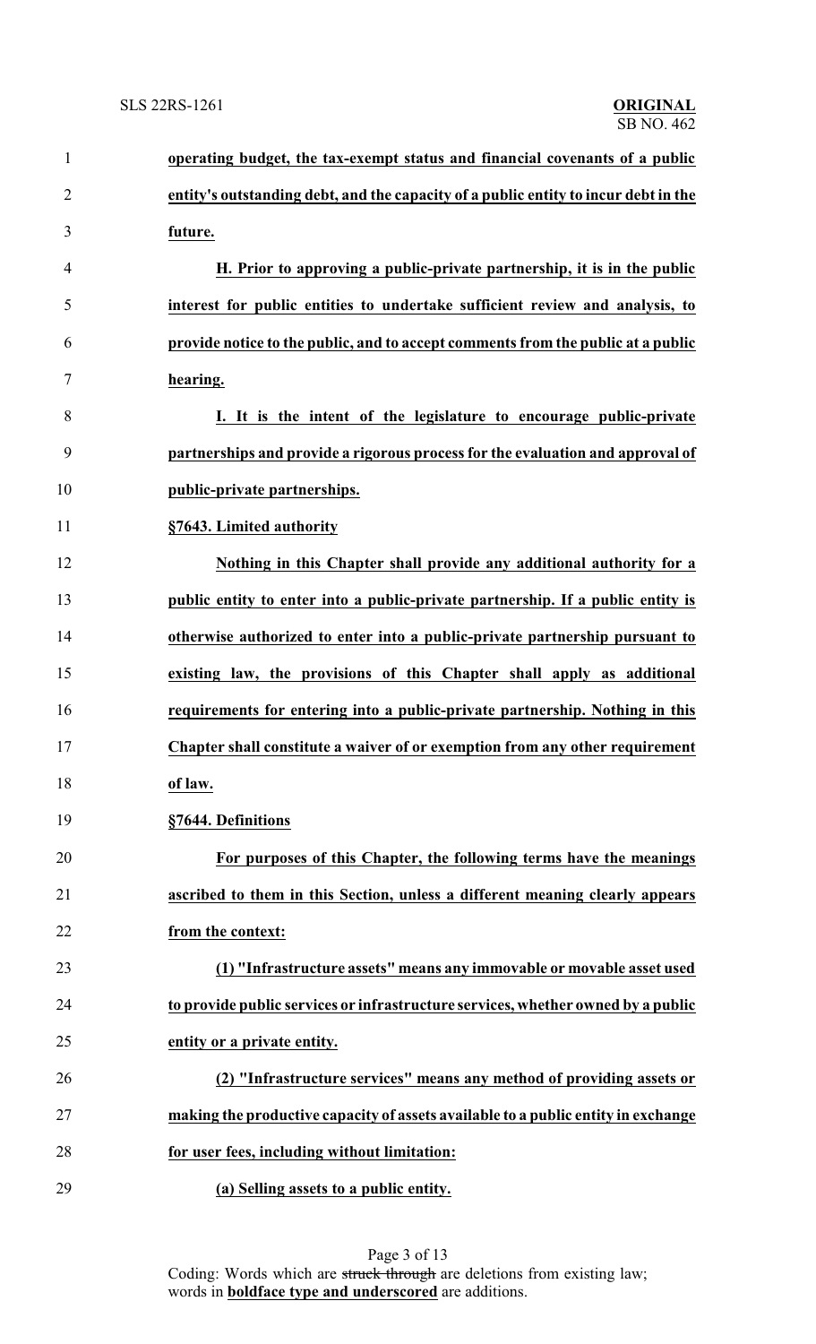**operating budget, the tax-exempt status and financial covenants of a public entity's outstanding debt, and the capacity of a public entity to incur debt in the future.**

**H. Prior to approving a public-private partnership, it is in the public interest for public entities to undertake sufficient review and analysis, to provide notice to the public, and to accept comments from the public at a public hearing.**

**I. It is the intent of the legislature to encourage public-private partnerships and provide a rigorous process for the evaluation and approval of public-private partnerships.**

**§7643. Limited authority**

**Nothing in this Chapter shall provide any additional authority for a public entity to enter into a public-private partnership. If a public entity is otherwise authorized to enter into a public-private partnership pursuant to existing law, the provisions of this Chapter shall apply as additional requirements for entering into a public-private partnership. Nothing in this Chapter shall constitute a waiver of or exemption from any other requirement of law.**

**§7644. Definitions**

**For purposes of this Chapter, the following terms have the meanings ascribed to them in this Section, unless a different meaning clearly appears from the context:**

**(1) "Infrastructure assets" means any immovable or movable asset used to provide public services or infrastructure services, whether owned by a public entity or a private entity.**

**(2) "Infrastructure services" means any method of providing assets or making the productive capacity of assets available to a public entity in exchange for user fees, including without limitation:**

**(a) Selling assets to a public entity.**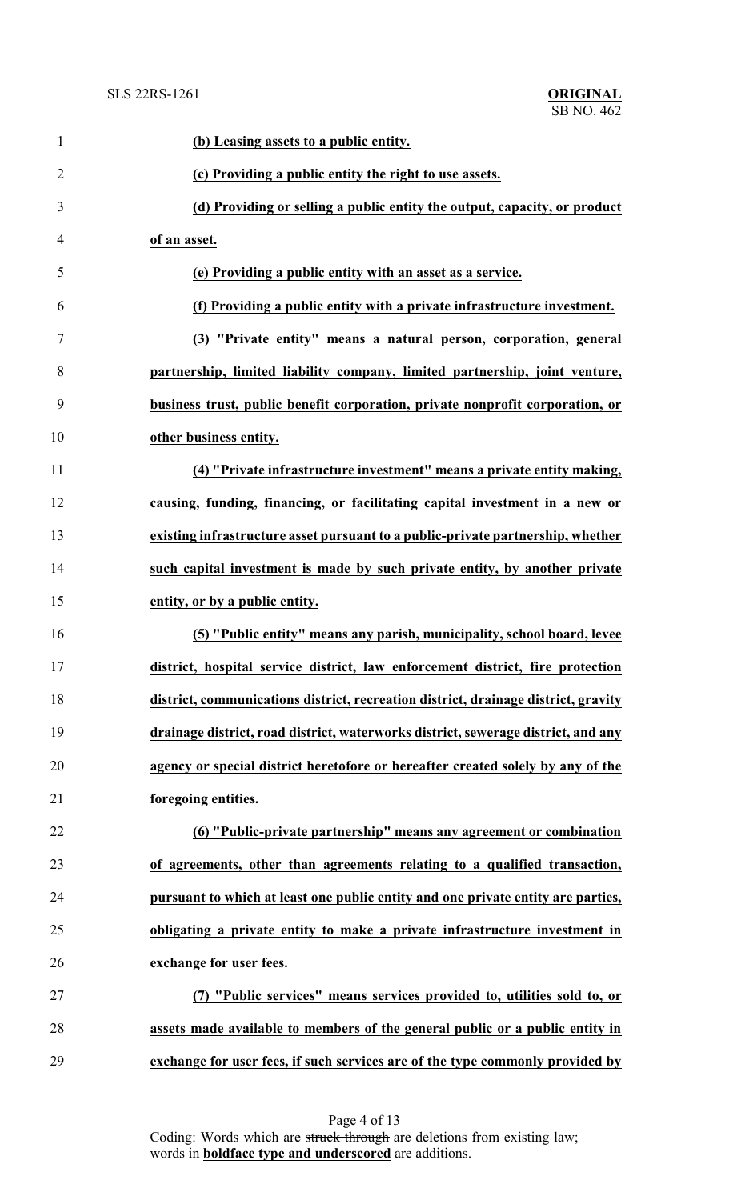**(b) Leasing assets to a public entity.**

**(c) Providing a public entity the right to use assets.**

**(d) Providing or selling a public entity the output, capacity, or product of an asset.**

**(e) Providing a public entity with an asset as a service.**

**(f) Providing a public entity with a private infrastructure investment.**

**(3) "Private entity" means a natural person, corporation, general partnership, limited liability company, limited partnership, joint venture, business trust, public benefit corporation, private nonprofit corporation, or other business entity.**

**(4) "Private infrastructure investment" means a private entity making, causing, funding, financing, or facilitating capital investment in a new or existing infrastructure asset pursuant to a public-private partnership, whether such capital investment is made by such private entity, by another private entity, or by a public entity.**

**(5) "Public entity" means any parish, municipality, school board, levee district, hospital service district, law enforcement district, fire protection district, communications district, recreation district, drainage district, gravity drainage district, road district, waterworks district, sewerage district, and any agency or special district heretofore or hereafter created solely by any of the foregoing entities.**

**(6) "Public-private partnership" means any agreement or combination of agreements, other than agreements relating to a qualified transaction, pursuant to which at least one public entity and one private entity are parties, obligating a private entity to make a private infrastructure investment in exchange for user fees.**

**(7) "Public services" means services provided to, utilities sold to, or assets made available to members of the general public or a public entity in exchange for user fees, if such services are of the type commonly provided by**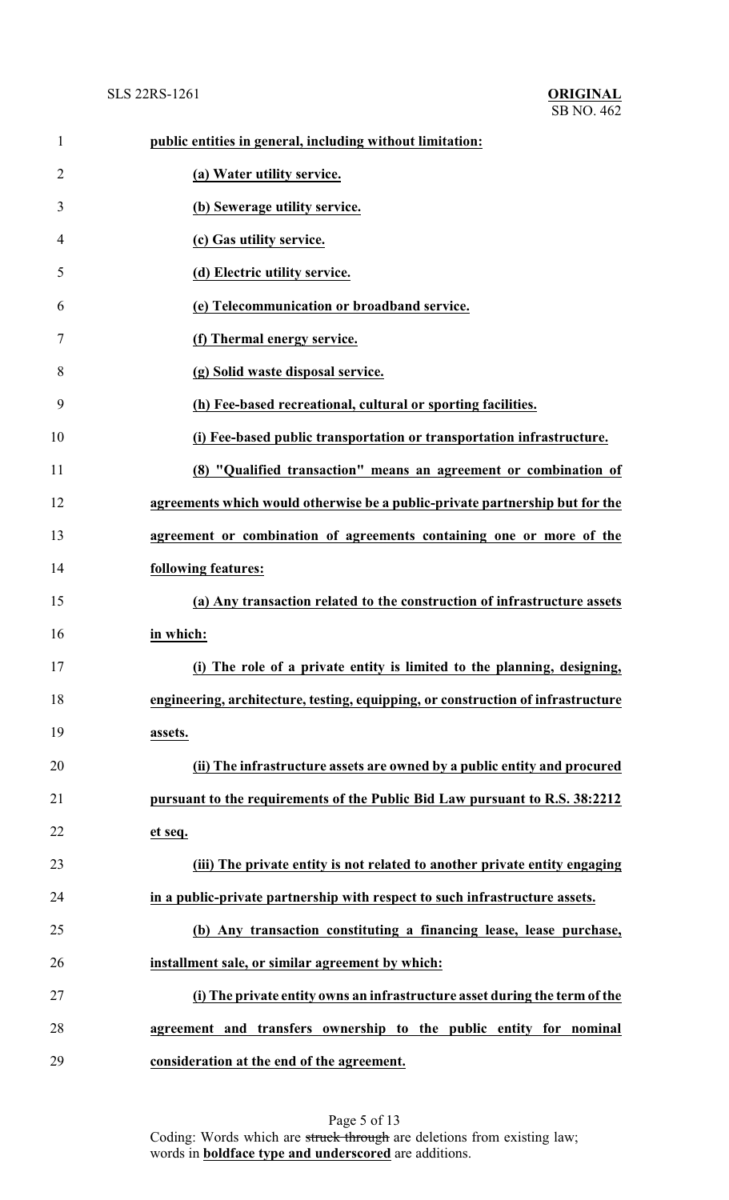**public entities in general, including without limitation:**

**(a) Water utility service.**

**(b) Sewerage utility service.**

**(c) Gas utility service.**

**(d) Electric utility service.**

**(e) Telecommunication or broadband service.**

**(f) Thermal energy service.**

**(g) Solid waste disposal service.**

**(h) Fee-based recreational, cultural or sporting facilities.**

**(i) Fee-based public transportation or transportation infrastructure.**

**(8) "Qualified transaction" means an agreement or combination of agreements which would otherwise be a public-private partnership but for the agreement or combination of agreements containing one or more of the following features:**

**(a) Any transaction related to the construction of infrastructure assets in which:**

**(i) The role of a private entity is limited to the planning, designing, engineering, architecture, testing, equipping, or construction of infrastructure assets.**

**(ii) The infrastructure assets are owned by a public entity and procured pursuant to the requirements of the Public Bid Law pursuant to R.S. 38:2212 et seq.**

**(iii) The private entity is not related to another private entity engaging in a public-private partnership with respect to such infrastructure assets.**

**(b) Any transaction constituting a financing lease, lease purchase, installment sale, or similar agreement by which:**

**(i) The private entity owns an infrastructure asset during the term of the agreement and transfers ownership to the public entity for nominal consideration at the end of the agreement.**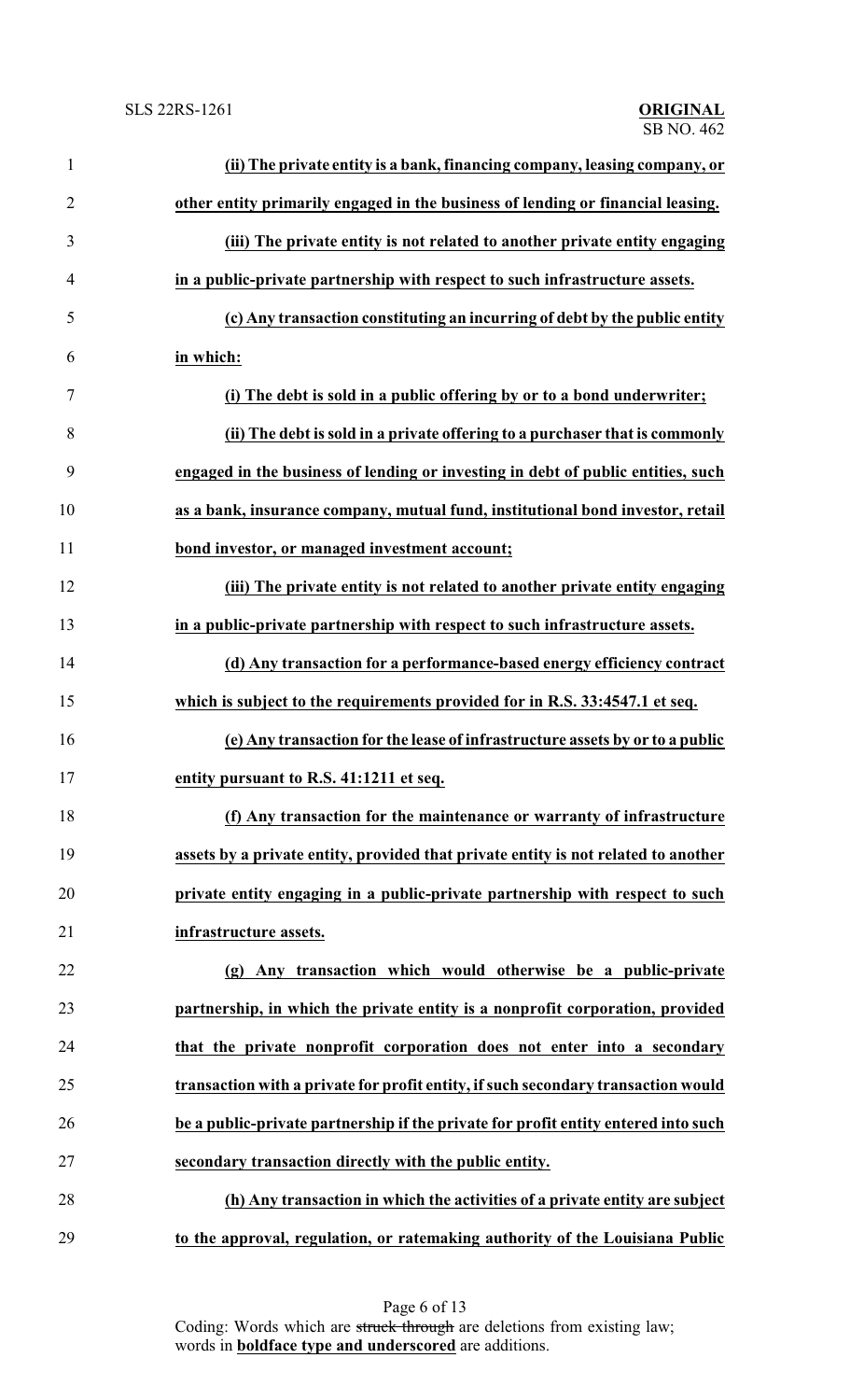**(ii) The private entity is a bank, financing company, leasing company, or other entity primarily engaged in the business of lending or financial leasing.**

**(iii) The private entity is not related to another private entity engaging in a public-private partnership with respect to such infrastructure assets.**

**(c) Any transaction constituting an incurring of debt by the public entity in which:**

**(i) The debt is sold in a public offering by or to a bond underwriter;**

**(ii) The debt is sold in a private offering to a purchaser that is commonly engaged in the business of lending or investing in debt of public entities, such as a bank, insurance company, mutual fund, institutional bond investor, retail bond investor, or managed investment account;**

**(iii) The private entity is not related to another private entity engaging in a public-private partnership with respect to such infrastructure assets.**

**(d) Any transaction for a performance-based energy efficiency contract which is subject to the requirements provided for in R.S. 33:4547.1 et seq.**

**(e) Any transaction for the lease of infrastructure assets by or to a public entity pursuant to R.S. 41:1211 et seq.**

**(f) Any transaction for the maintenance or warranty of infrastructure assets by a private entity, provided that private entity is not related to another private entity engaging in a public-private partnership with respect to such infrastructure assets.**

**(g) Any transaction which would otherwise be a public-private partnership, in which the private entity is a nonprofit corporation, provided that the private nonprofit corporation does not enter into a secondary transaction with a private for profit entity, if such secondary transaction would be a public-private partnership if the private for profit entity entered into such secondary transaction directly with the public entity.**

**(h) Any transaction in which the activities of a private entity are subject to the approval, regulation, or ratemaking authority of the Louisiana Public**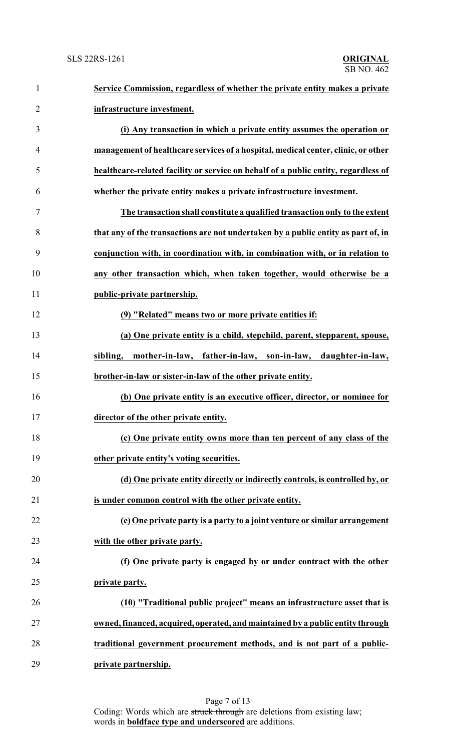**Service Commission, regardless of whether the private entity makes a private infrastructure investment.**

**(i) Any transaction in which a private entity assumes the operation or management of healthcare services of a hospital, medical center, clinic, or other healthcare-related facility or service on behalf of a public entity, regardless of whether the private entity makes a private infrastructure investment.**

**The transaction shall constitute a qualified transaction only to the extent that any of the transactions are not undertaken by a public entity as part of, in conjunction with, in coordination with, in combination with, or in relation to any other transaction which, when taken together, would otherwise be a public-private partnership.**

**(9) "Related" means two or more private entities if:**

**(a) One private entity is a child, stepchild, parent, stepparent, spouse, sibling, mother-in-law, father-in-law, son-in-law, daughter-in-law, brother-in-law or sister-in-law of the other private entity.**

**(b) One private entity is an executive officer, director, or nominee for director of the other private entity.**

**(c) One private entity owns more than ten percent of any class of the other private entity's voting securities.**

**(d) One private entity directly or indirectly controls, is controlled by, or is under common control with the other private entity.**

**(e) One private party is a party to a joint venture or similar arrangement with the other private party.**

**(f) One private party is engaged by or under contract with the other private party.**

**(10) "Traditional public project" means an infrastructure asset that is owned, financed, acquired, operated, and maintained by a public entity through traditional government procurement methods, and is not part of a public-private partnership.**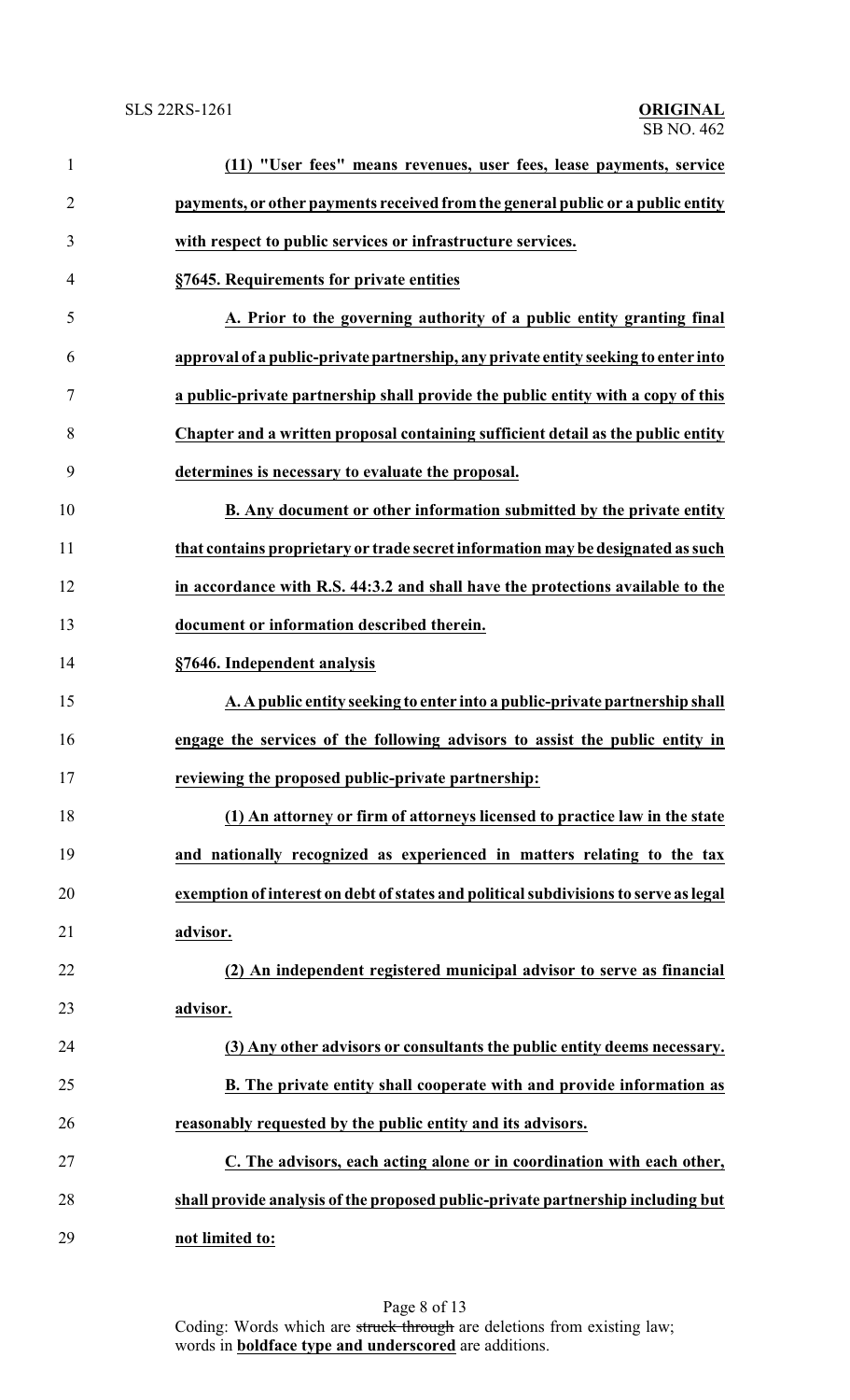**(11) "User fees" means revenues, user fees, lease payments, service payments, or other payments received from the general public or a public entity with respect to public services or infrastructure services.**

**§7645. Requirements for private entities**

**A. Prior to the governing authority of a public entity granting final approval of a public-private partnership, any private entity seeking to enter into a public-private partnership shall provide the public entity with a copy of this Chapter and a written proposal containing sufficient detail as the public entity determines is necessary to evaluate the proposal.**

**B. Any document or other information submitted by the private entity that contains proprietary or trade secret information may be designated as such in accordance with R.S. 44:3.2 and shall have the protections available to the document or information described therein.**

**§7646. Independent analysis**

**A. A public entity seeking to enter into a public-private partnership shall engage the services of the following advisors to assist the public entity in reviewing the proposed public-private partnership:**

**(1) An attorney or firm of attorneys licensed to practice law in the state and nationally recognized as experienced in matters relating to the tax exemption of interest on debt of states and political subdivisions to serve as legal advisor.**

**(2) An independent registered municipal advisor to serve as financial advisor.**

**(3) Any other advisors or consultants the public entity deems necessary.**

**B. The private entity shall cooperate with and provide information as reasonably requested by the public entity and its advisors.**

**C. The advisors, each acting alone or in coordination with each other, shall provide analysis of the proposed public-private partnership including but not limited to:**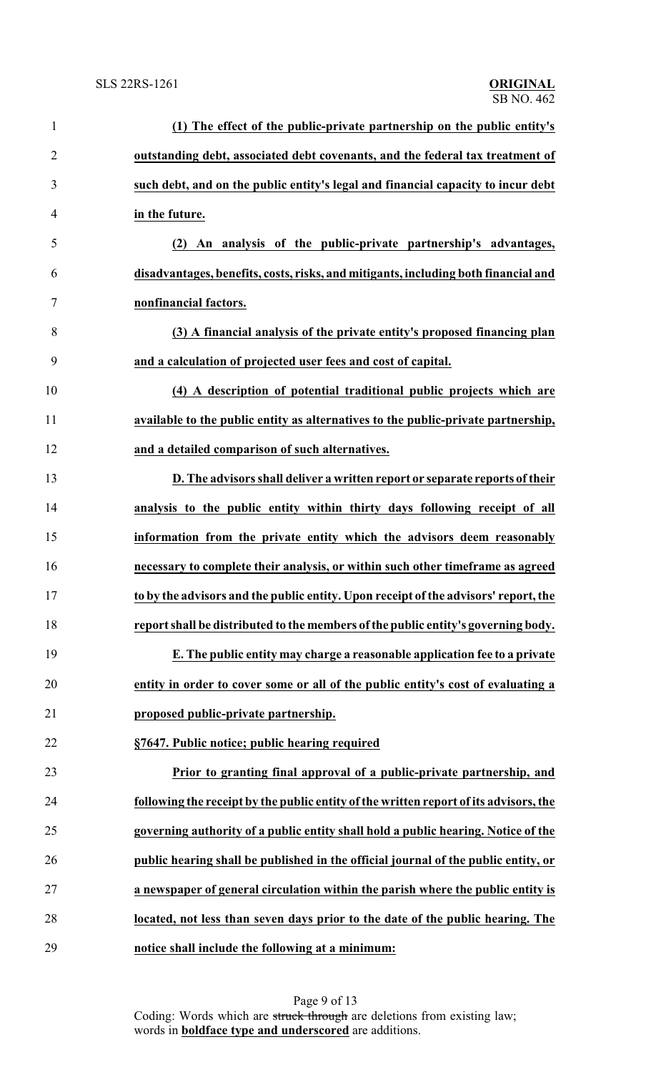**(1) The effect of the public-private partnership on the public entity's outstanding debt, associated debt covenants, and the federal tax treatment of such debt, and on the public entity's legal and financial capacity to incur debt in the future.**

**(2) An analysis of the public-private partnership's advantages, disadvantages, benefits, costs, risks, and mitigants, including both financial and nonfinancial factors.**

**(3) A financial analysis of the private entity's proposed financing plan and a calculation of projected user fees and cost of capital.**

**(4) A description of potential traditional public projects which are available to the public entity as alternatives to the public-private partnership, and a detailed comparison of such alternatives.**

**D. The advisors shall deliver a written report or separate reports of their analysis to the public entity within thirty days following receipt of all information from the private entity which the advisors deem reasonably necessary to complete their analysis, or within such other timeframe as agreed to by the advisors and the public entity. Upon receipt of the advisors' report, the report shall be distributed to the members of the public entity's governing body.**

**E. The public entity may charge a reasonable application fee to a private entity in order to cover some or all of the public entity's cost of evaluating a proposed public-private partnership.**

**§7647. Public notice; public hearing required**

**Prior to granting final approval of a public-private partnership, and following the receipt by the public entity of the written report of its advisors, the governing authority of a public entity shall hold a public hearing. Notice of the public hearing shall be published in the official journal of the public entity, or a newspaper of general circulation within the parish where the public entity is located, not less than seven days prior to the date of the public hearing. The notice shall include the following at a minimum:**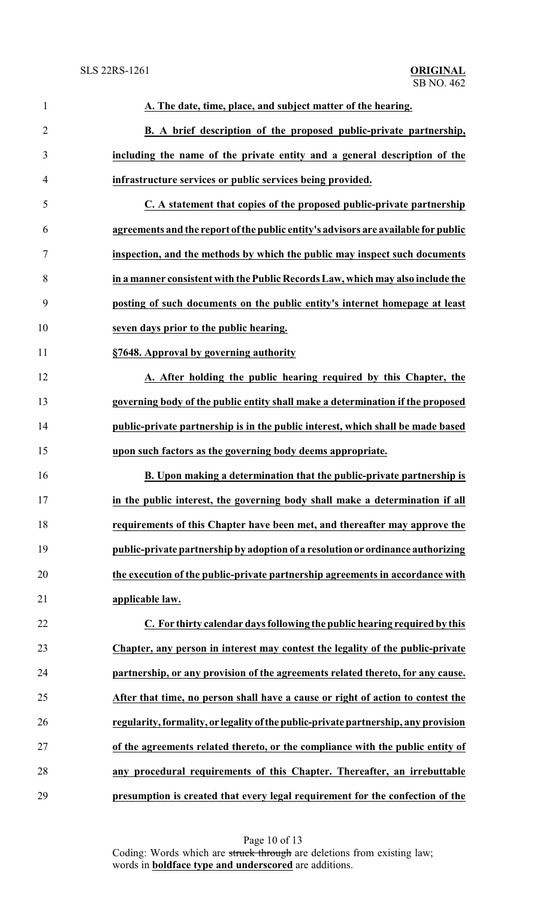**<u>A. The date, time, place, and subject matter of the hearing.</u>**

**<u>B. A brief description of the proposed public-private partnership, including the name of the private entity and a general description of the infrastructure services or public services being provided.</u>**

**<u>C. A statement that copies of the proposed public-private partnership agreements and the report of the public entity's advisors are available for public inspection, and the methods by which the public may inspect such documents in a manner consistent with the Public Records Law, which may also include the posting of such documents on the public entity's internet homepage at least seven days prior to the public hearing.</u>**

**<u>§7648. Approval by governing authority</u>**

**<u>A. After holding the public hearing required by this Chapter, the governing body of the public entity shall make a determination if the proposed public-private partnership is in the public interest, which shall be made based upon such factors as the governing body deems appropriate.</u>**

**<u>B. Upon making a determination that the public-private partnership is in the public interest, the governing body shall make a determination if all requirements of this Chapter have been met, and thereafter may approve the public-private partnership by adoption of a resolution or ordinance authorizing the execution of the public-private partnership agreements in accordance with applicable law.</u>**

**<u>C. For thirty calendar days following the public hearing required by this Chapter, any person in interest may contest the legality of the public-private partnership, or any provision of the agreements related thereto, for any cause. After that time, no person shall have a cause or right of action to contest the regularity, formality, or legality of the public-private partnership, any provision of the agreements related thereto, or the compliance with the public entity of any procedural requirements of this Chapter. Thereafter, an irrebuttable presumption is created that every legal requirement for the confection of the</u>**

Coding: Words which are ~~struck through~~ are deletions from existing law; words in **<u>boldface type and underscored</u>** are additions.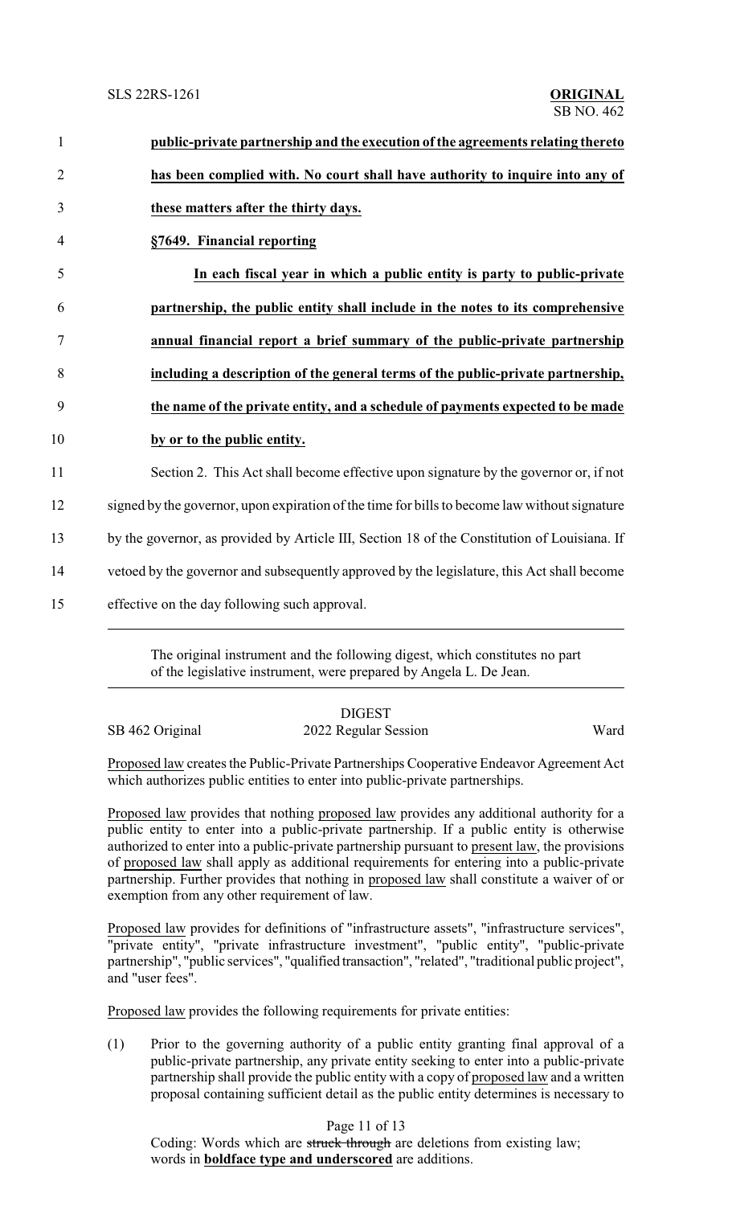**public-private partnership and the execution of the agreements relating thereto has been complied with. No court shall have authority to inquire into any of these matters after the thirty days.**

**§7649. Financial reporting**

**In each fiscal year in which a public entity is party to public-private partnership, the public entity shall include in the notes to its comprehensive annual financial report a brief summary of the public-private partnership including a description of the general terms of the public-private partnership, the name of the private entity, and a schedule of payments expected to be made by or to the public entity.**

Section 2. This Act shall become effective upon signature by the governor or, if not signed by the governor, upon expiration of the time for bills to become law without signature by the governor, as provided by Article III, Section 18 of the Constitution of Louisiana. If vetoed by the governor and subsequently approved by the legislature, this Act shall become effective on the day following such approval.

---

The original instrument and the following digest, which constitutes no part of the legislative instrument, were prepared by Angela L. De Jean.

---

DIGEST

SB 462 Original — 2022 Regular Session — Ward

Proposed law creates the Public-Private Partnerships Cooperative Endeavor Agreement Act which authorizes public entities to enter into public-private partnerships.

Proposed law provides that nothing proposed law provides any additional authority for a public entity to enter into a public-private partnership. If a public entity is otherwise authorized to enter into a public-private partnership pursuant to present law, the provisions of proposed law shall apply as additional requirements for entering into a public-private partnership. Further provides that nothing in proposed law shall constitute a waiver of or exemption from any other requirement of law.

Proposed law provides for definitions of "infrastructure assets", "infrastructure services", "private entity", "private infrastructure investment", "public entity", "public-private partnership", "public services", "qualified transaction", "related", "traditional public project", and "user fees".

Proposed law provides the following requirements for private entities:

(1) Prior to the governing authority of a public entity granting final approval of a public-private partnership, any private entity seeking to enter into a public-private partnership shall provide the public entity with a copy of proposed law and a written proposal containing sufficient detail as the public entity determines is necessary to

Coding: Words which are ~~struck through~~ are deletions from existing law; words in **boldface type and underscored** are additions.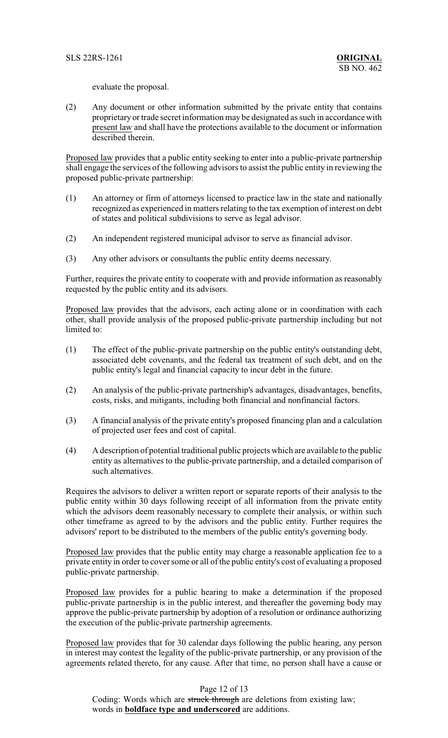evaluate the proposal.

(2) Any document or other information submitted by the private entity that contains proprietary or trade secret information may be designated as such in accordance with present law and shall have the protections available to the document or information described therein.

Proposed law provides that a public entity seeking to enter into a public-private partnership shall engage the services of the following advisors to assist the public entity in reviewing the proposed public-private partnership:

(1) An attorney or firm of attorneys licensed to practice law in the state and nationally recognized as experienced in matters relating to the tax exemption of interest on debt of states and political subdivisions to serve as legal advisor.

(2) An independent registered municipal advisor to serve as financial advisor.

(3) Any other advisors or consultants the public entity deems necessary.

Further, requires the private entity to cooperate with and provide information as reasonably requested by the public entity and its advisors.

Proposed law provides that the advisors, each acting alone or in coordination with each other, shall provide analysis of the proposed public-private partnership including but not limited to:

(1) The effect of the public-private partnership on the public entity's outstanding debt, associated debt covenants, and the federal tax treatment of such debt, and on the public entity's legal and financial capacity to incur debt in the future.

(2) An analysis of the public-private partnership's advantages, disadvantages, benefits, costs, risks, and mitigants, including both financial and nonfinancial factors.

(3) A financial analysis of the private entity's proposed financing plan and a calculation of projected user fees and cost of capital.

(4) A description of potential traditional public projects which are available to the public entity as alternatives to the public-private partnership, and a detailed comparison of such alternatives.

Requires the advisors to deliver a written report or separate reports of their analysis to the public entity within 30 days following receipt of all information from the private entity which the advisors deem reasonably necessary to complete their analysis, or within such other timeframe as agreed to by the advisors and the public entity. Further requires the advisors' report to be distributed to the members of the public entity's governing body.

Proposed law provides that the public entity may charge a reasonable application fee to a private entity in order to cover some or all of the public entity's cost of evaluating a proposed public-private partnership.

Proposed law provides for a public hearing to make a determination if the proposed public-private partnership is in the public interest, and thereafter the governing body may approve the public-private partnership by adoption of a resolution or ordinance authorizing the execution of the public-private partnership agreements.

Proposed law provides that for 30 calendar days following the public hearing, any person in interest may contest the legality of the public-private partnership, or any provision of the agreements related thereto, for any cause. After that time, no person shall have a cause or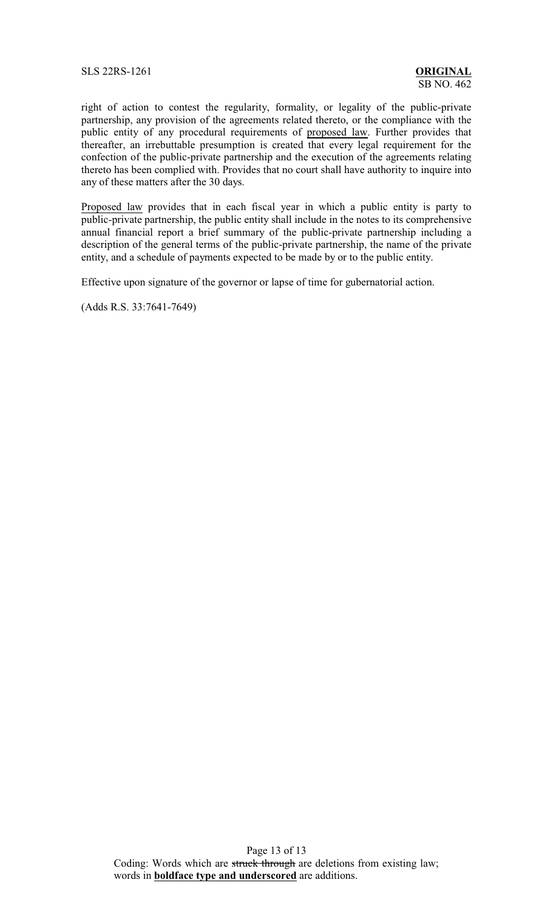right of action to contest the regularity, formality, or legality of the public-private partnership, any provision of the agreements related thereto, or the compliance with the public entity of any procedural requirements of <u>proposed law</u>. Further provides that thereafter, an irrebuttable presumption is created that every legal requirement for the confection of the public-private partnership and the execution of the agreements relating thereto has been complied with. Provides that no court shall have authority to inquire into any of these matters after the 30 days.

<u>Proposed law</u> provides that in each fiscal year in which a public entity is party to public-private partnership, the public entity shall include in the notes to its comprehensive annual financial report a brief summary of the public-private partnership including a description of the general terms of the public-private partnership, the name of the private entity, and a schedule of payments expected to be made by or to the public entity.

Effective upon signature of the governor or lapse of time for gubernatorial action.

(Adds R.S. 33:7641-7649)

Coding: Words which are ~~struck through~~ are deletions from existing law; words in **<u>boldface type and underscored</u>** are additions.